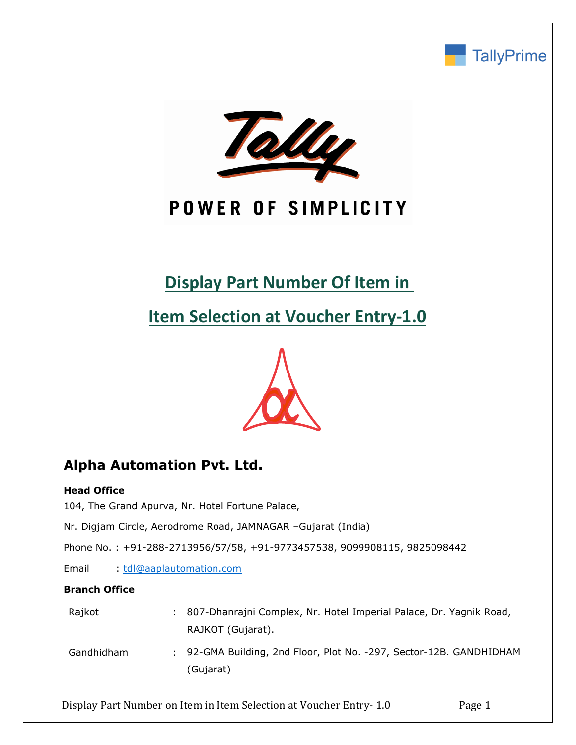TallyPrime

Tally

POWER OF SIMPLICITY

# Display Part Number Of Item in Item Selection at Voucher Entry-1.0

## Alpha Automation Pvt. Ltd.

**Head Office**

104, The Grand Apurva, Nr. Hotel Fortune Palace,

Nr. Digjam Circle, Aerodrome Road, JAMNAGAR –Gujarat (India)

Phone No. : +91-288-2713956/57/58, +91-9773457538, 9099908115, 9825098442

Email : tdl@aaplautomation.com

**Branch Office**

| | | |
|---|---|---|
| Rajkot | : | 807-Dhanrajni Complex, Nr. Hotel Imperial Palace, Dr. Yagnik Road, RAJKOT (Gujarat). |
| Gandhidham | : | 92-GMA Building, 2nd Floor, Plot No. -297, Sector-12B. GANDHIDHAM (Gujarat) |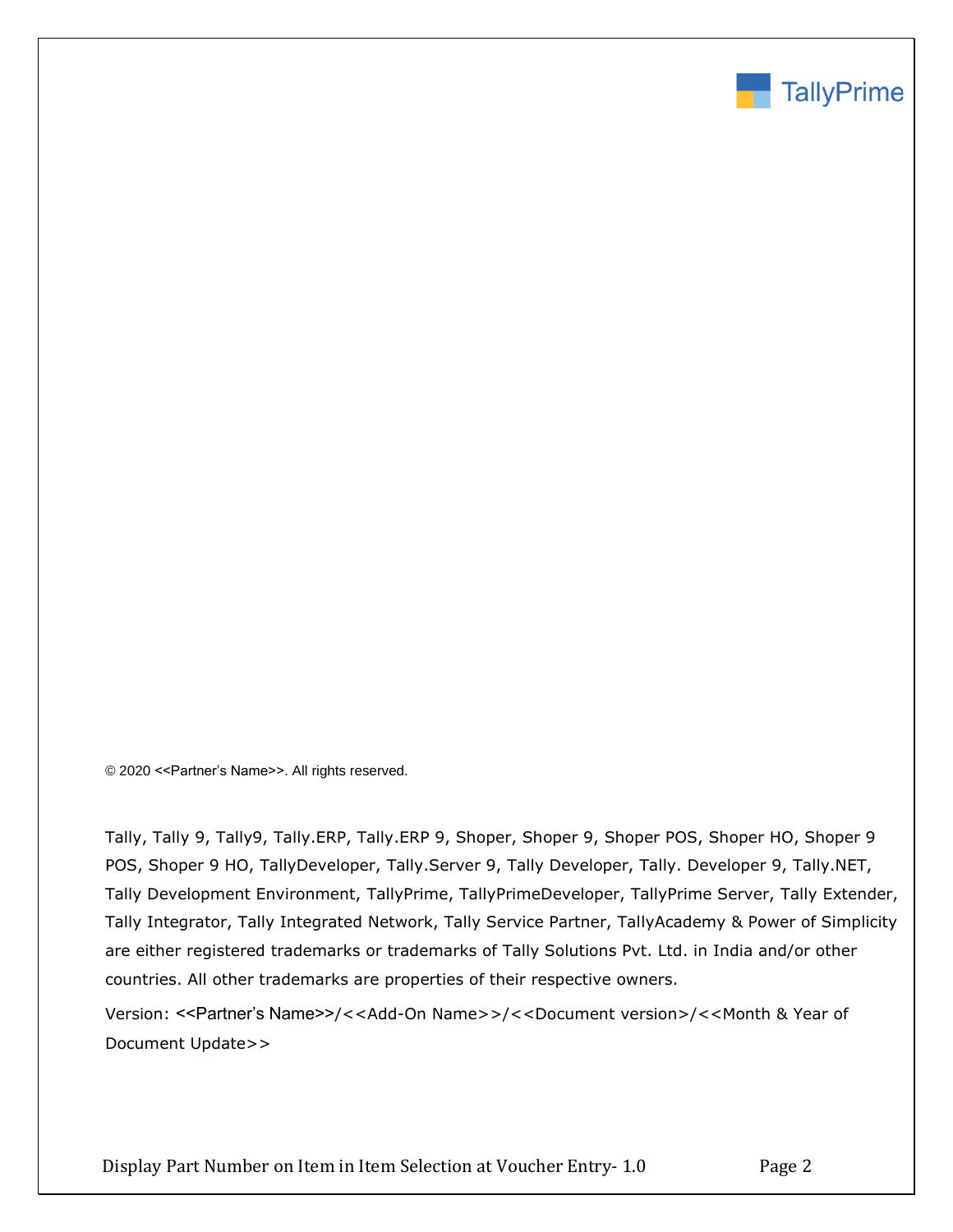© 2020 <<Partner's Name>>. All rights reserved.

Tally, Tally 9, Tally9, Tally.ERP, Tally.ERP 9, Shoper, Shoper 9, Shoper POS, Shoper HO, Shoper 9 POS, Shoper 9 HO, TallyDeveloper, Tally.Server 9, Tally Developer, Tally. Developer 9, Tally.NET, Tally Development Environment, TallyPrime, TallyPrimeDeveloper, TallyPrime Server, Tally Extender, Tally Integrator, Tally Integrated Network, Tally Service Partner, TallyAcademy & Power of Simplicity are either registered trademarks or trademarks of Tally Solutions Pvt. Ltd. in India and/or other countries. All other trademarks are properties of their respective owners.

Version: <<Partner's Name>>/<<Add-On Name>>/<<Document version>/<<Month & Year of Document Update>>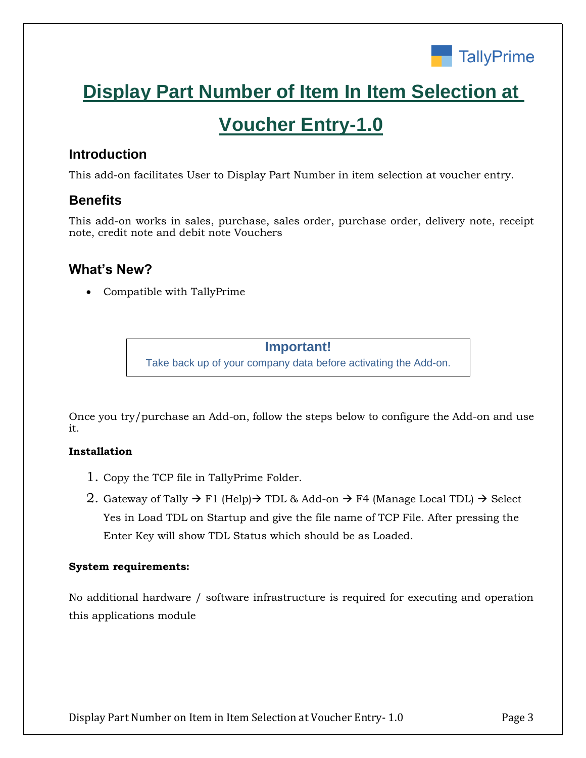# Display Part Number of Item In Item Selection at Voucher Entry-1.0

## Introduction

This add-on facilitates User to Display Part Number in item selection at voucher entry.

## Benefits

This add-on works in sales, purchase, sales order, purchase order, delivery note, receipt note, credit note and debit note Vouchers

## What's New?

- Compatible with TallyPrime

> **Important!**
> Take back up of your company data before activating the Add-on.

Once you try/purchase an Add-on, follow the steps below to configure the Add-on and use it.

**Installation**

1. Copy the TCP file in TallyPrime Folder.
2. Gateway of Tally → F1 (Help)→ TDL & Add-on → F4 (Manage Local TDL) → Select Yes in Load TDL on Startup and give the file name of TCP File. After pressing the Enter Key will show TDL Status which should be as Loaded.

**System requirements:**

No additional hardware / software infrastructure is required for executing and operation this applications module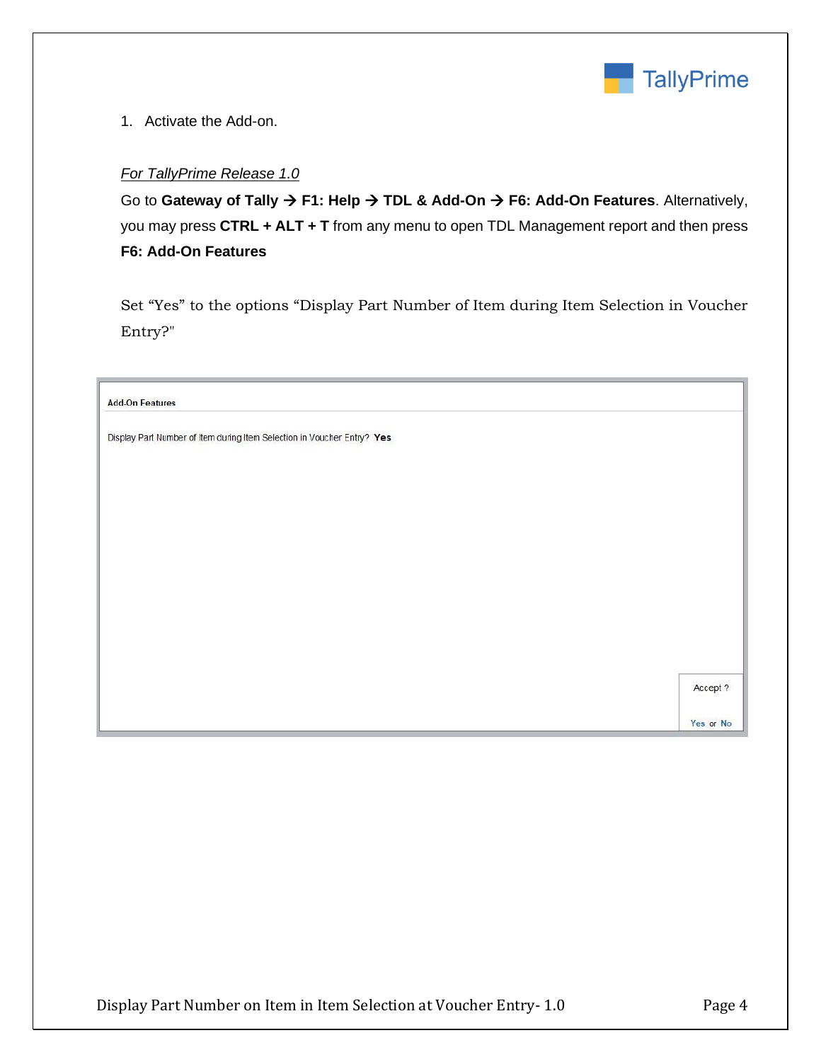1. Activate the Add-on.

*For TallyPrime Release 1.0*

Go to **Gateway of Tally → F1: Help → TDL & Add-On → F6: Add-On Features**. Alternatively, you may press **CTRL + ALT + T** from any menu to open TDL Management report and then press **F6: Add-On Features**

Set "Yes" to the options "Display Part Number of Item during Item Selection in Voucher Entry?"

Add-On Features

Display Part Number of Item during Item Selection in Voucher Entry? **Yes**

Accept ?

Yes or No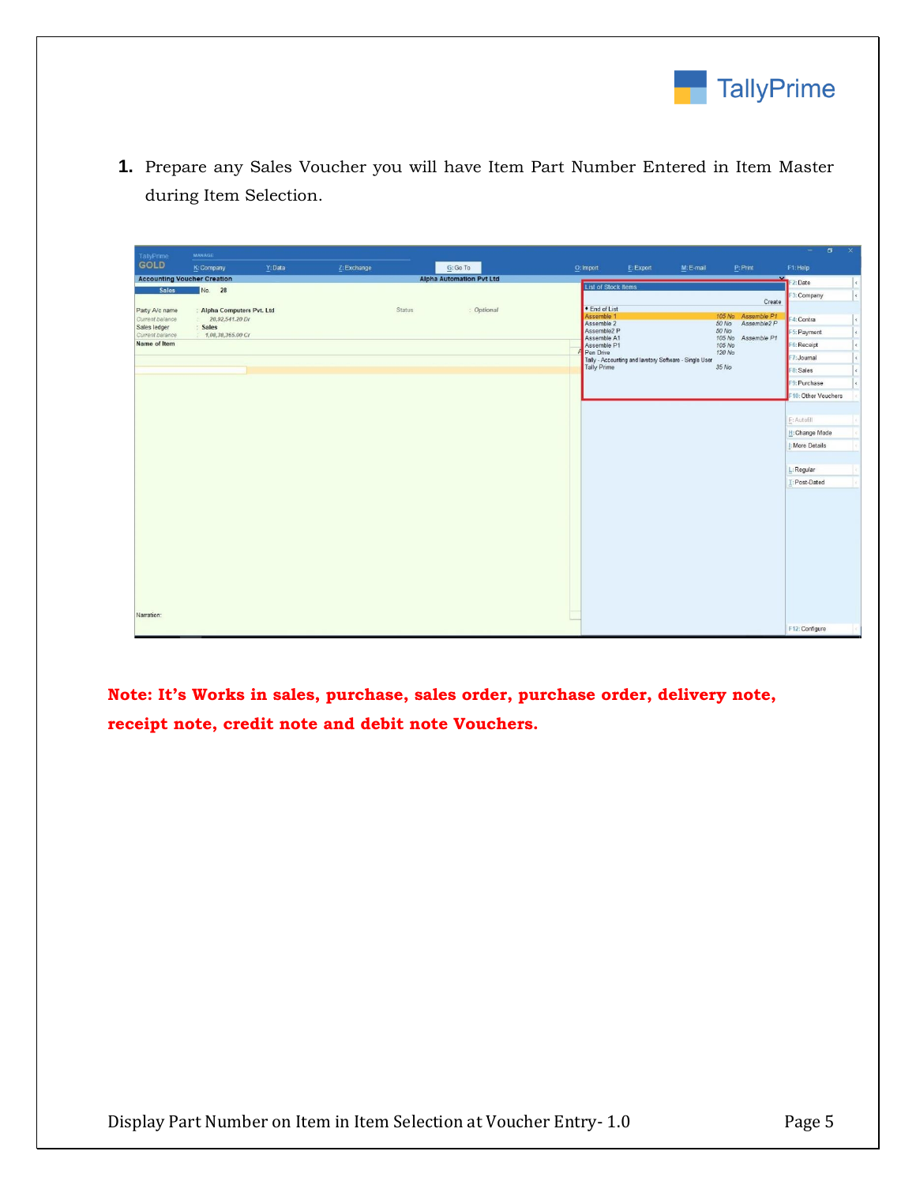1. Prepare any Sales Voucher you will have Item Part Number Entered in Item Master during Item Selection.

**Note: It's Works in sales, purchase, sales order, purchase order, delivery note, receipt note, credit note and debit note Vouchers.**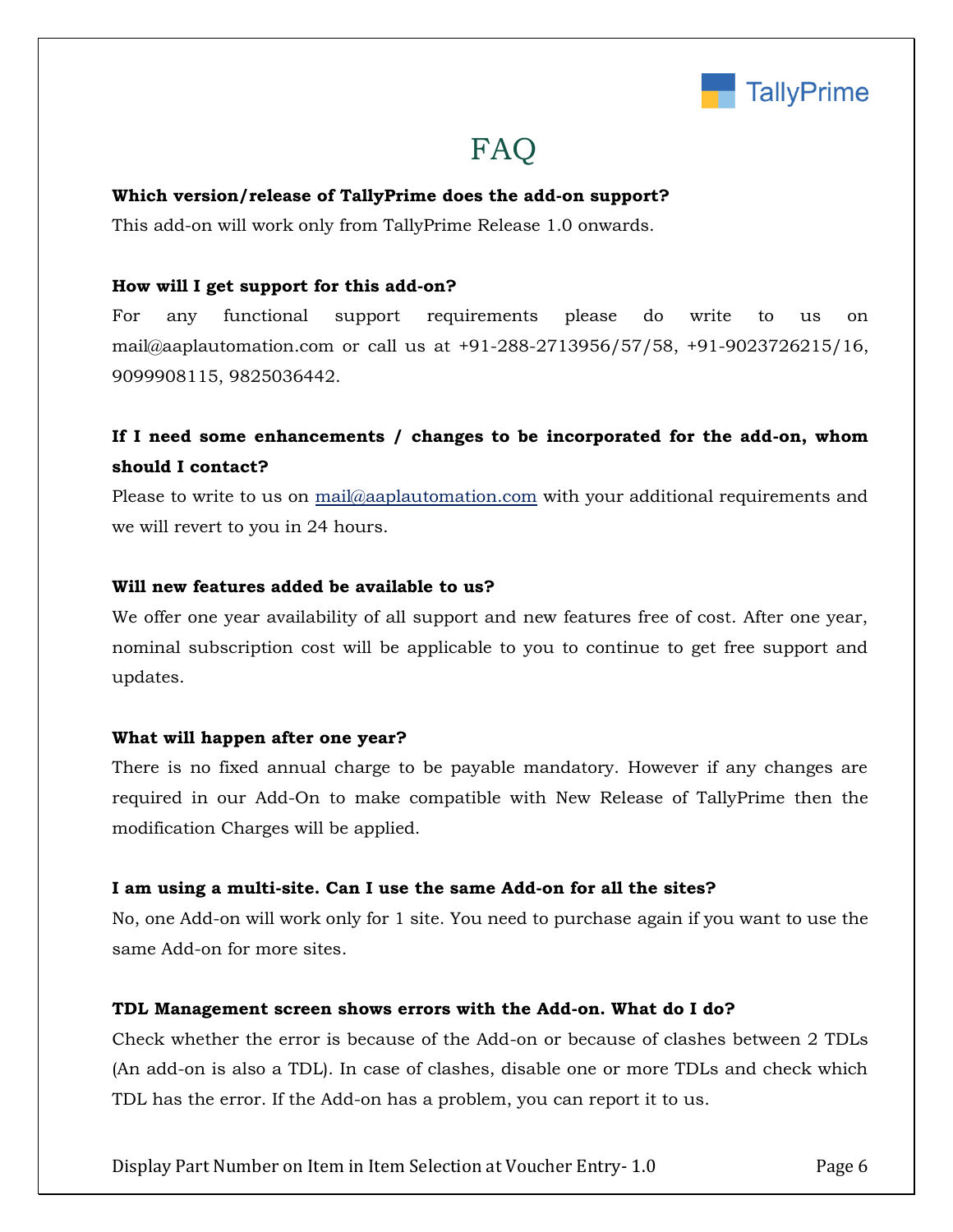# FAQ

**Which version/release of TallyPrime does the add-on support?**

This add-on will work only from TallyPrime Release 1.0 onwards.

**How will I get support for this add-on?**

For any functional support requirements please do write to us on mail@aaplautomation.com or call us at +91-288-2713956/57/58, +91-9023726215/16, 9099908115, 9825036442.

**If I need some enhancements / changes to be incorporated for the add-on, whom should I contact?**

Please to write to us on mail@aaplautomation.com with your additional requirements and we will revert to you in 24 hours.

**Will new features added be available to us?**

We offer one year availability of all support and new features free of cost. After one year, nominal subscription cost will be applicable to you to continue to get free support and updates.

**What will happen after one year?**

There is no fixed annual charge to be payable mandatory. However if any changes are required in our Add-On to make compatible with New Release of TallyPrime then the modification Charges will be applied.

**I am using a multi-site. Can I use the same Add-on for all the sites?**

No, one Add-on will work only for 1 site. You need to purchase again if you want to use the same Add-on for more sites.

**TDL Management screen shows errors with the Add-on. What do I do?**

Check whether the error is because of the Add-on or because of clashes between 2 TDLs (An add-on is also a TDL). In case of clashes, disable one or more TDLs and check which TDL has the error. If the Add-on has a problem, you can report it to us.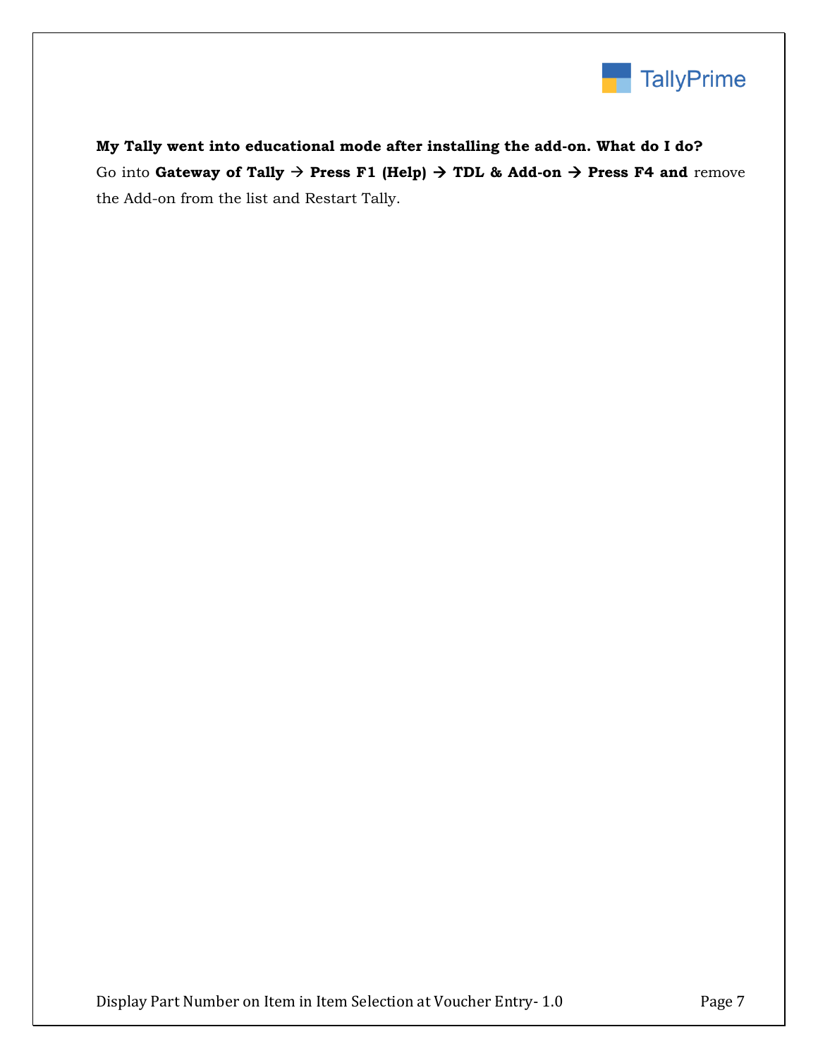**My Tally went into educational mode after installing the add-on. What do I do?**

Go into **Gateway of Tally → Press F1 (Help) → TDL & Add-on → Press F4 and** remove the Add-on from the list and Restart Tally.